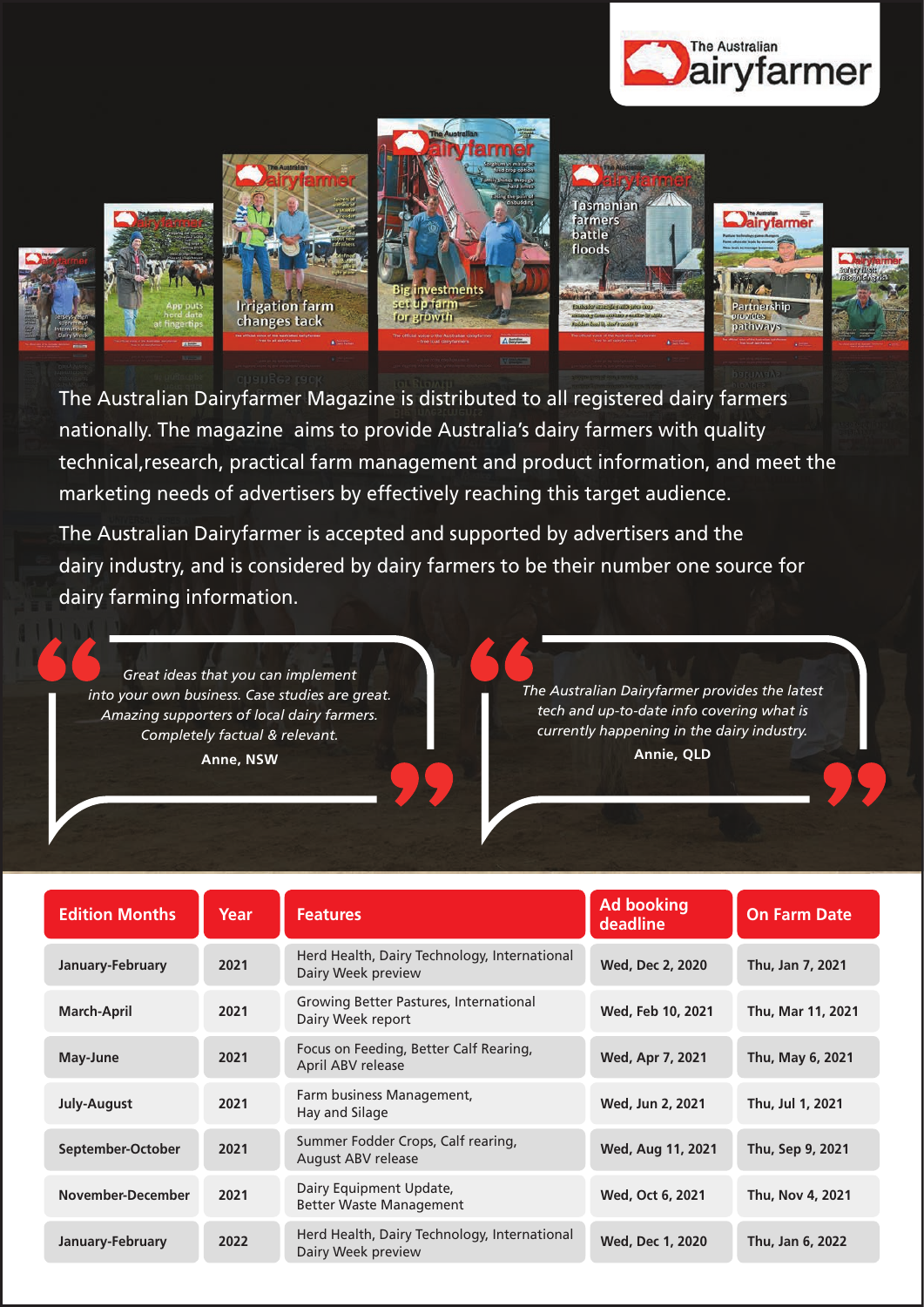# The Australian Dairyfarmer

The Australian Dairyfarmer Magazine is distributed to all registered dairy farmers nationally. The magazine aims to provide Australia's dairy farmers with quality technical,research, practical farm management and product information, and meet the marketing needs of advertisers by effectively reaching this target audience.

The Australian Dairyfarmer is accepted and supported by advertisers and the dairy industry, and is considered by dairy farmers to be their number one source for dairy farming information.

> *Great ideas that you can implement into your own business. Case studies are great. Amazing supporters of local dairy farmers. Completely factual & relevant.*
>
> **Anne, NSW**

> *The Australian Dairyfarmer provides the latest tech and up-to-date info covering what is currently happening in the dairy industry.*
>
> **Annie, QLD**

| Edition Months | Year | Features | Ad booking deadline | On Farm Date |
|---|---|---|---|---|
| January-February | 2021 | Herd Health, Dairy Technology, International Dairy Week preview | Wed, Dec 2, 2020 | Thu, Jan 7, 2021 |
| March-April | 2021 | Growing Better Pastures, International Dairy Week report | Wed, Feb 10, 2021 | Thu, Mar 11, 2021 |
| May-June | 2021 | Focus on Feeding, Better Calf Rearing, April ABV release | Wed, Apr 7, 2021 | Thu, May 6, 2021 |
| July-August | 2021 | Farm business Management, Hay and Silage | Wed, Jun 2, 2021 | Thu, Jul 1, 2021 |
| September-October | 2021 | Summer Fodder Crops, Calf rearing, August ABV release | Wed, Aug 11, 2021 | Thu, Sep 9, 2021 |
| November-December | 2021 | Dairy Equipment Update, Better Waste Management | Wed, Oct 6, 2021 | Thu, Nov 4, 2021 |
| January-February | 2022 | Herd Health, Dairy Technology, International Dairy Week preview | Wed, Dec 1, 2020 | Thu, Jan 6, 2022 |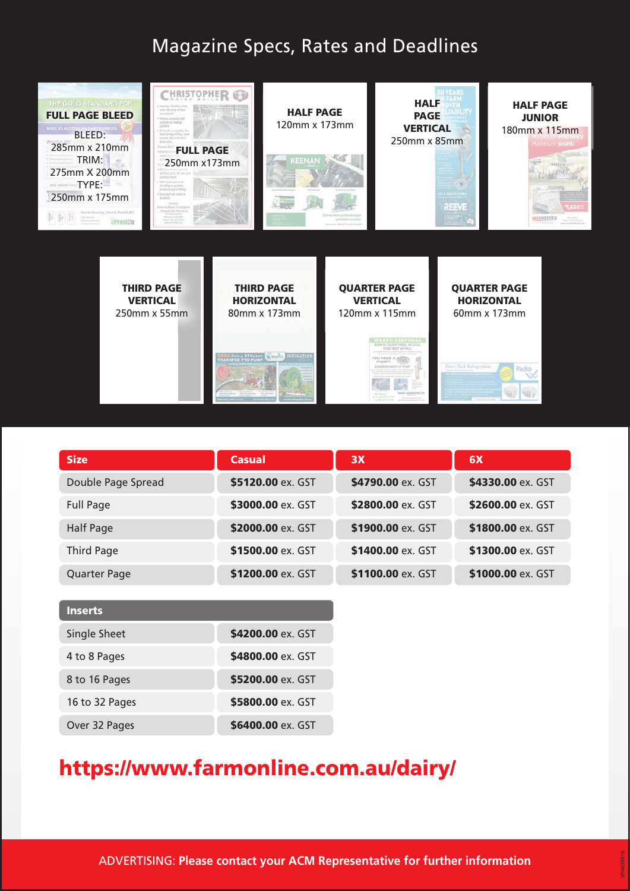# Magazine Specs, Rates and Deadlines

**FULL PAGE BLEED**
BLEED: 285mm x 210mm
TRIM: 275mm X 200mm
TYPE: 250mm x 175mm

**FULL PAGE**
250mm x173mm

**HALF PAGE**
120mm x 173mm

**HALF PAGE VERTICAL**
250mm x 85mm

**HALF PAGE JUNIOR**
180mm x 115mm

**THIRD PAGE VERTICAL**
250mm x 55mm

**THIRD PAGE HORIZONTAL**
80mm x 173mm

**QUARTER PAGE VERTICAL**
120mm x 115mm

**QUARTER PAGE HORIZONTAL**
60mm x 173mm

| Size | Casual | 3X | 6X |
|---|---|---|---|
| Double Page Spread | **$5120.00** ex. GST | **$4790.00** ex. GST | **$4330.00** ex. GST |
| Full Page | **$3000.00** ex. GST | **$2800.00** ex. GST | **$2600.00** ex. GST |
| Half Page | **$2000.00** ex. GST | **$1900.00** ex. GST | **$1800.00** ex. GST |
| Third Page | **$1500.00** ex. GST | **$1400.00** ex. GST | **$1300.00** ex. GST |
| Quarter Page | **$1200.00** ex. GST | **$1100.00** ex. GST | **$1000.00** ex. GST |

| Inserts | |
|---|---|
| Single Sheet | **$4200.00** ex. GST |
| 4 to 8 Pages | **$4800.00** ex. GST |
| 8 to 16 Pages | **$5200.00** ex. GST |
| 16 to 32 Pages | **$5800.00** ex. GST |
| Over 32 Pages | **$6400.00** ex. GST |

**https://www.farmonline.com.au/dairy/**

ADVERTISING: **Please contact your ACM Representative for further information**